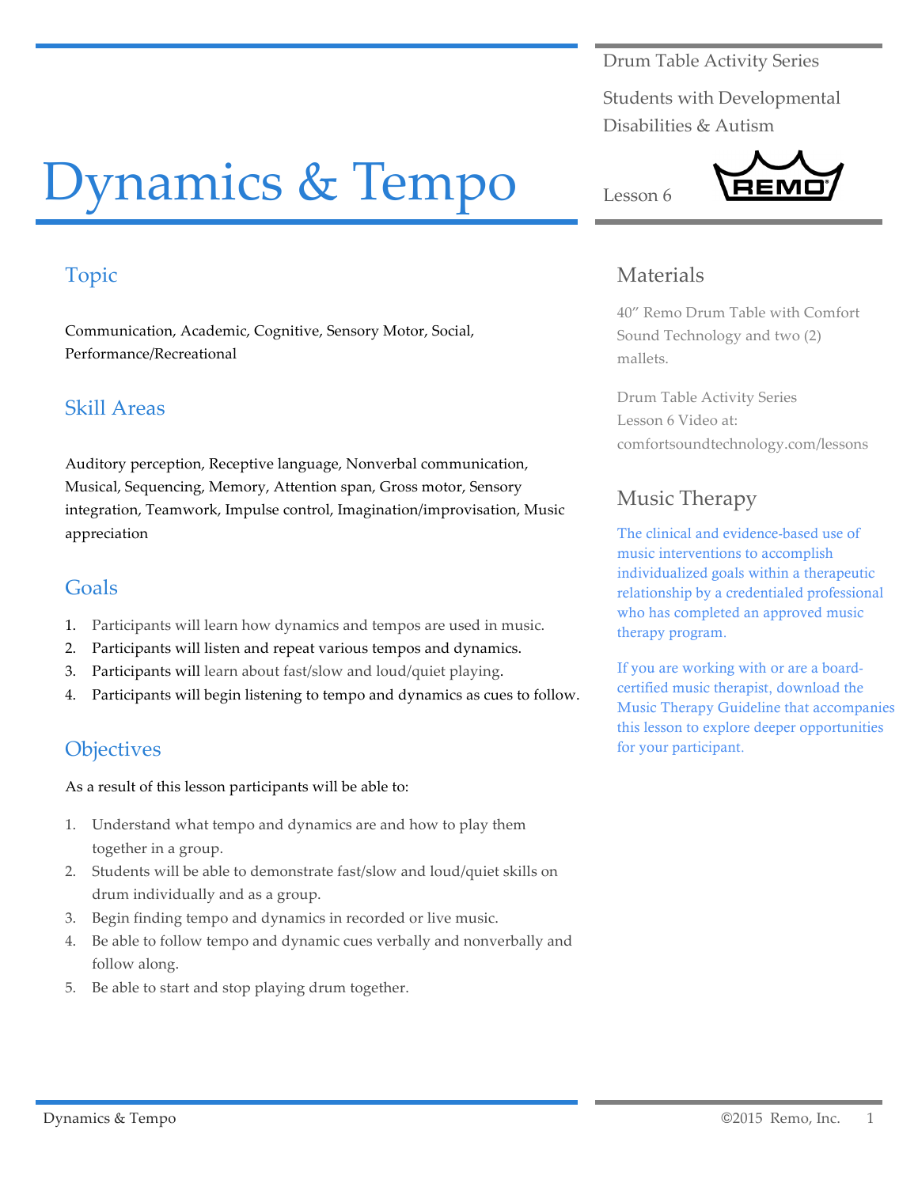Drum Table Activity Series

Students with Developmental Disabilities & Autism

# Dynamics & Tempo

Lesson 6

## Topic

Communication, Academic, Cognitive, Sensory Motor, Social, Performance/Recreational

## Skill Areas

Auditory perception, Receptive language, Nonverbal communication, Musical, Sequencing, Memory, Attention span, Gross motor, Sensory integration, Teamwork, Impulse control, Imagination/improvisation, Music appreciation

## Goals

1. Participants will learn how dynamics and tempos are used in music.
2. Participants will listen and repeat various tempos and dynamics.
3. Participants will learn about fast/slow and loud/quiet playing.
4. Participants will begin listening to tempo and dynamics as cues to follow.

## Objectives

As a result of this lesson participants will be able to:

1. Understand what tempo and dynamics are and how to play them together in a group.
2. Students will be able to demonstrate fast/slow and loud/quiet skills on drum individually and as a group.
3. Begin finding tempo and dynamics in recorded or live music.
4. Be able to follow tempo and dynamic cues verbally and nonverbally and follow along.
5. Be able to start and stop playing drum together.

## Materials

40″ Remo Drum Table with Comfort Sound Technology and two (2) mallets.

Drum Table Activity Series
Lesson 6 Video at:
comfortsoundtechnology.com/lessons

## Music Therapy

The clinical and evidence-based use of music interventions to accomplish individualized goals within a therapeutic relationship by a credentialed professional who has completed an approved music therapy program.

If you are working with or are a board-certified music therapist, download the Music Therapy Guideline that accompanies this lesson to explore deeper opportunities for your participant.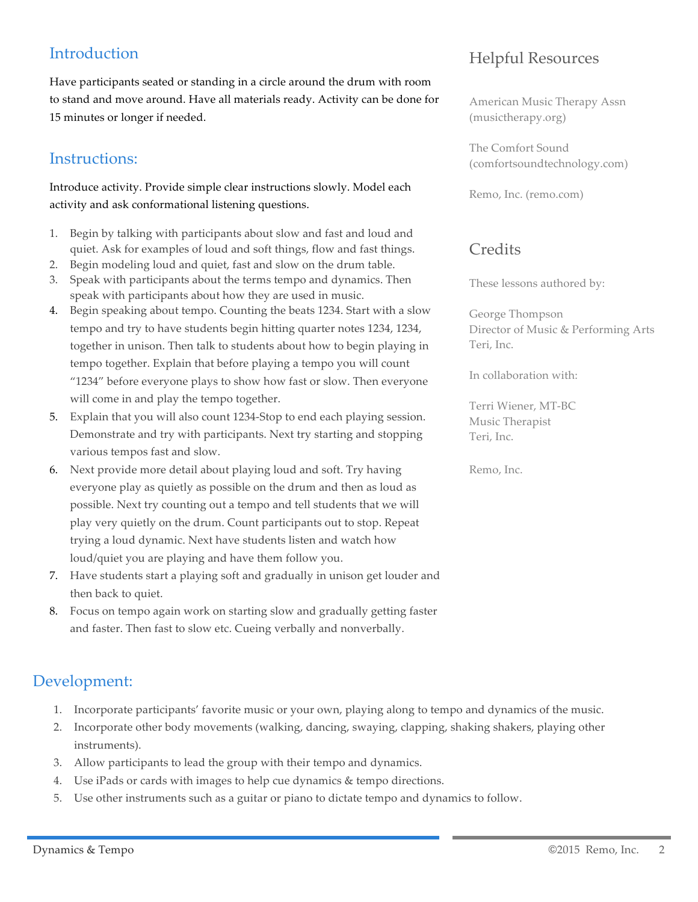## Introduction

Have participants seated or standing in a circle around the drum with room to stand and move around. Have all materials ready. Activity can be done for 15 minutes or longer if needed.

## Instructions:

Introduce activity. Provide simple clear instructions slowly. Model each activity and ask conformational listening questions.

1. Begin by talking with participants about slow and fast and loud and quiet. Ask for examples of loud and soft things, flow and fast things.
2. Begin modeling loud and quiet, fast and slow on the drum table.
3. Speak with participants about the terms tempo and dynamics. Then speak with participants about how they are used in music.
4. Begin speaking about tempo. Counting the beats 1234. Start with a slow tempo and try to have students begin hitting quarter notes 1234, 1234, together in unison. Then talk to students about how to begin playing in tempo together. Explain that before playing a tempo you will count "1234" before everyone plays to show how fast or slow. Then everyone will come in and play the tempo together.
5. Explain that you will also count 1234-Stop to end each playing session. Demonstrate and try with participants. Next try starting and stopping various tempos fast and slow.
6. Next provide more detail about playing loud and soft. Try having everyone play as quietly as possible on the drum and then as loud as possible. Next try counting out a tempo and tell students that we will play very quietly on the drum. Count participants out to stop. Repeat trying a loud dynamic. Next have students listen and watch how loud/quiet you are playing and have them follow you.
7. Have students start a playing soft and gradually in unison get louder and then back to quiet.
8. Focus on tempo again work on starting slow and gradually getting faster and faster. Then fast to slow etc. Cueing verbally and nonverbally.

## Helpful Resources

American Music Therapy Assn (musictherapy.org)

The Comfort Sound (comfortsoundtechnology.com)

Remo, Inc. (remo.com)

## Credits

These lessons authored by:

George Thompson  
Director of Music & Performing Arts  
Teri, Inc.

In collaboration with:

Terri Wiener, MT-BC  
Music Therapist  
Teri, Inc.

Remo, Inc.

## Development:

1. Incorporate participants' favorite music or your own, playing along to tempo and dynamics of the music.
2. Incorporate other body movements (walking, dancing, swaying, clapping, shaking shakers, playing other instruments).
3. Allow participants to lead the group with their tempo and dynamics.
4. Use iPads or cards with images to help cue dynamics & tempo directions.
5. Use other instruments such as a guitar or piano to dictate tempo and dynamics to follow.